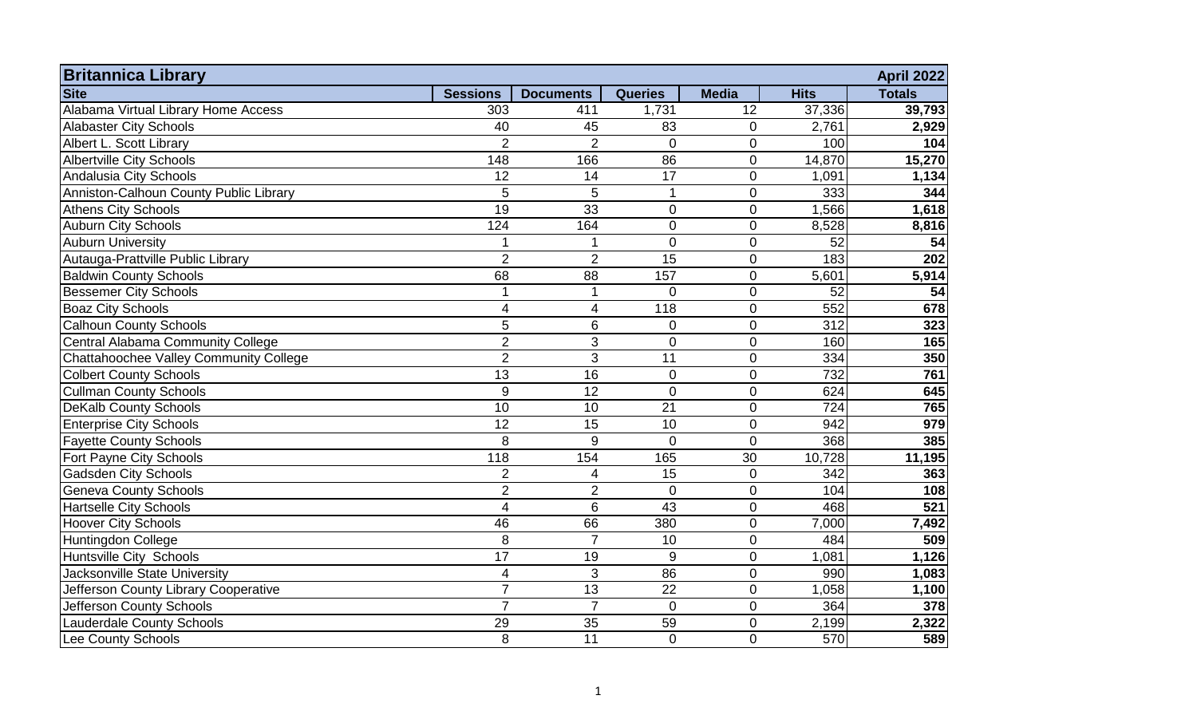| Britannica Library | | | | | | April 2022 |
|---|---|---|---|---|---|---|
| **Site** | **Sessions** | **Documents** | **Queries** | **Media** | **Hits** | **Totals** |
| Alabama Virtual Library Home Access | 303 | 411 | 1,731 | 12 | 37,336 | **39,793** |
| Alabaster City Schools | 40 | 45 | 83 | 0 | 2,761 | **2,929** |
| Albert L. Scott Library | 2 | 2 | 0 | 0 | 100 | **104** |
| Albertville City Schools | 148 | 166 | 86 | 0 | 14,870 | **15,270** |
| Andalusia City Schools | 12 | 14 | 17 | 0 | 1,091 | **1,134** |
| Anniston-Calhoun County Public Library | 5 | 5 | 1 | 0 | 333 | **344** |
| Athens City Schools | 19 | 33 | 0 | 0 | 1,566 | **1,618** |
| Auburn City Schools | 124 | 164 | 0 | 0 | 8,528 | **8,816** |
| Auburn University | 1 | 1 | 0 | 0 | 52 | **54** |
| Autauga-Prattville Public Library | 2 | 2 | 15 | 0 | 183 | **202** |
| Baldwin County Schools | 68 | 88 | 157 | 0 | 5,601 | **5,914** |
| Bessemer City Schools | 1 | 1 | 0 | 0 | 52 | **54** |
| Boaz City Schools | 4 | 4 | 118 | 0 | 552 | **678** |
| Calhoun County Schools | 5 | 6 | 0 | 0 | 312 | **323** |
| Central Alabama Community College | 2 | 3 | 0 | 0 | 160 | **165** |
| Chattahoochee Valley Community College | 2 | 3 | 11 | 0 | 334 | **350** |
| Colbert County Schools | 13 | 16 | 0 | 0 | 732 | **761** |
| Cullman County Schools | 9 | 12 | 0 | 0 | 624 | **645** |
| DeKalb County Schools | 10 | 10 | 21 | 0 | 724 | **765** |
| Enterprise City Schools | 12 | 15 | 10 | 0 | 942 | **979** |
| Fayette County Schools | 8 | 9 | 0 | 0 | 368 | **385** |
| Fort Payne City Schools | 118 | 154 | 165 | 30 | 10,728 | **11,195** |
| Gadsden City Schools | 2 | 4 | 15 | 0 | 342 | **363** |
| Geneva County Schools | 2 | 2 | 0 | 0 | 104 | **108** |
| Hartselle City Schools | 4 | 6 | 43 | 0 | 468 | **521** |
| Hoover City Schools | 46 | 66 | 380 | 0 | 7,000 | **7,492** |
| Huntingdon College | 8 | 7 | 10 | 0 | 484 | **509** |
| Huntsville City Schools | 17 | 19 | 9 | 0 | 1,081 | **1,126** |
| Jacksonville State University | 4 | 3 | 86 | 0 | 990 | **1,083** |
| Jefferson County Library Cooperative | 7 | 13 | 22 | 0 | 1,058 | **1,100** |
| Jefferson County Schools | 7 | 7 | 0 | 0 | 364 | **378** |
| Lauderdale County Schools | 29 | 35 | 59 | 0 | 2,199 | **2,322** |
| Lee County Schools | 8 | 11 | 0 | 0 | 570 | **589** |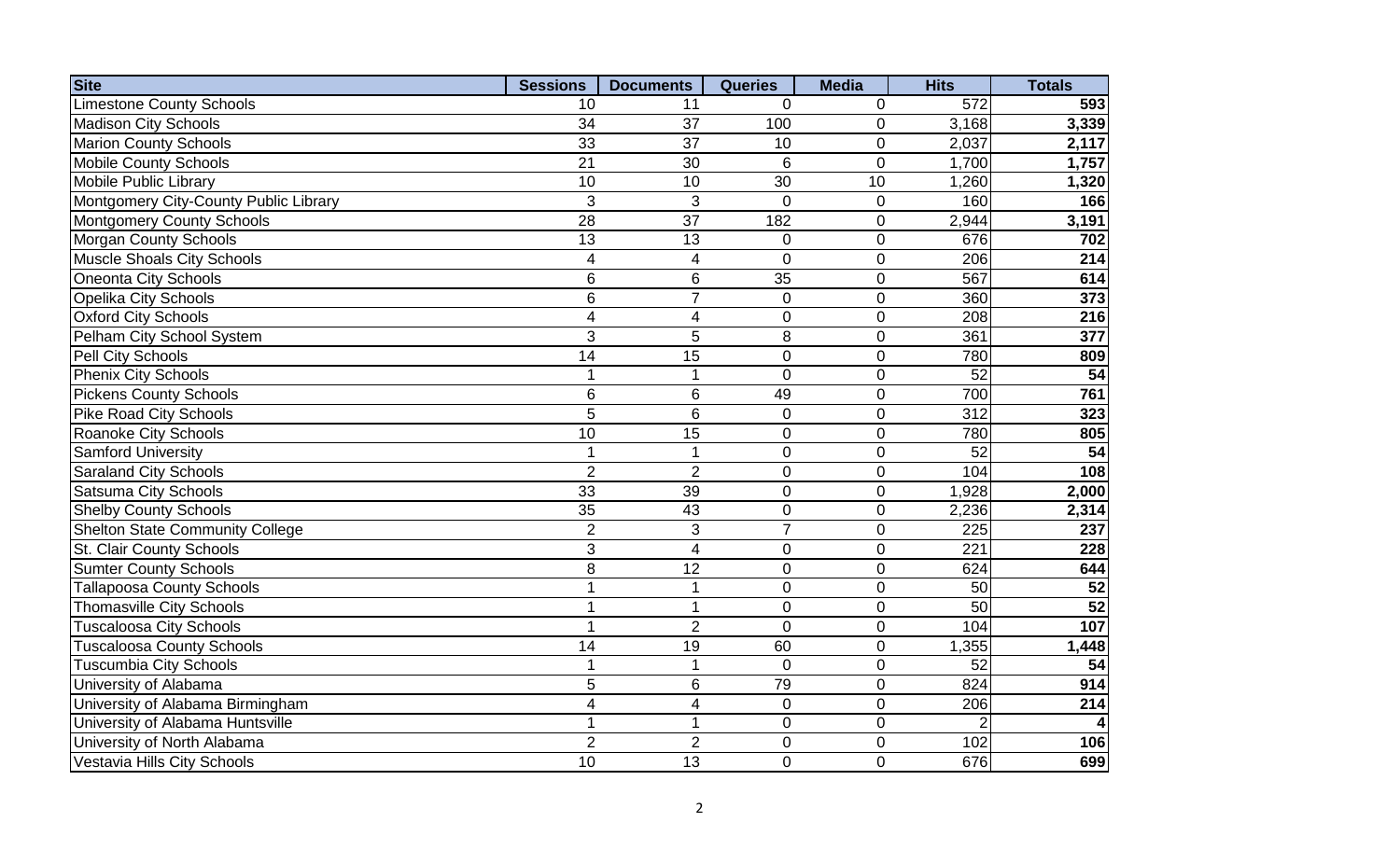| Site | Sessions | Documents | Queries | Media | Hits | Totals |
|---|---|---|---|---|---|---|
| Limestone County Schools | 10 | 11 | 0 | 0 | 572 | **593** |
| Madison City Schools | 34 | 37 | 100 | 0 | 3,168 | **3,339** |
| Marion County Schools | 33 | 37 | 10 | 0 | 2,037 | **2,117** |
| Mobile County Schools | 21 | 30 | 6 | 0 | 1,700 | **1,757** |
| Mobile Public Library | 10 | 10 | 30 | 10 | 1,260 | **1,320** |
| Montgomery City-County Public Library | 3 | 3 | 0 | 0 | 160 | **166** |
| Montgomery County Schools | 28 | 37 | 182 | 0 | 2,944 | **3,191** |
| Morgan County Schools | 13 | 13 | 0 | 0 | 676 | **702** |
| Muscle Shoals City Schools | 4 | 4 | 0 | 0 | 206 | **214** |
| Oneonta City Schools | 6 | 6 | 35 | 0 | 567 | **614** |
| Opelika City Schools | 6 | 7 | 0 | 0 | 360 | **373** |
| Oxford City Schools | 4 | 4 | 0 | 0 | 208 | **216** |
| Pelham City School System | 3 | 5 | 8 | 0 | 361 | **377** |
| Pell City Schools | 14 | 15 | 0 | 0 | 780 | **809** |
| Phenix City Schools | 1 | 1 | 0 | 0 | 52 | **54** |
| Pickens County Schools | 6 | 6 | 49 | 0 | 700 | **761** |
| Pike Road City Schools | 5 | 6 | 0 | 0 | 312 | **323** |
| Roanoke City Schools | 10 | 15 | 0 | 0 | 780 | **805** |
| Samford University | 1 | 1 | 0 | 0 | 52 | **54** |
| Saraland City Schools | 2 | 2 | 0 | 0 | 104 | **108** |
| Satsuma City Schools | 33 | 39 | 0 | 0 | 1,928 | **2,000** |
| Shelby County Schools | 35 | 43 | 0 | 0 | 2,236 | **2,314** |
| Shelton State Community College | 2 | 3 | 7 | 0 | 225 | **237** |
| St. Clair County Schools | 3 | 4 | 0 | 0 | 221 | **228** |
| Sumter County Schools | 8 | 12 | 0 | 0 | 624 | **644** |
| Tallapoosa County Schools | 1 | 1 | 0 | 0 | 50 | **52** |
| Thomasville City Schools | 1 | 1 | 0 | 0 | 50 | **52** |
| Tuscaloosa City Schools | 1 | 2 | 0 | 0 | 104 | **107** |
| Tuscaloosa County Schools | 14 | 19 | 60 | 0 | 1,355 | **1,448** |
| Tuscumbia City Schools | 1 | 1 | 0 | 0 | 52 | **54** |
| University of Alabama | 5 | 6 | 79 | 0 | 824 | **914** |
| University of Alabama Birmingham | 4 | 4 | 0 | 0 | 206 | **214** |
| University of Alabama Huntsville | 1 | 1 | 0 | 0 | 2 | **4** |
| University of North Alabama | 2 | 2 | 0 | 0 | 102 | **106** |
| Vestavia Hills City Schools | 10 | 13 | 0 | 0 | 676 | **699** |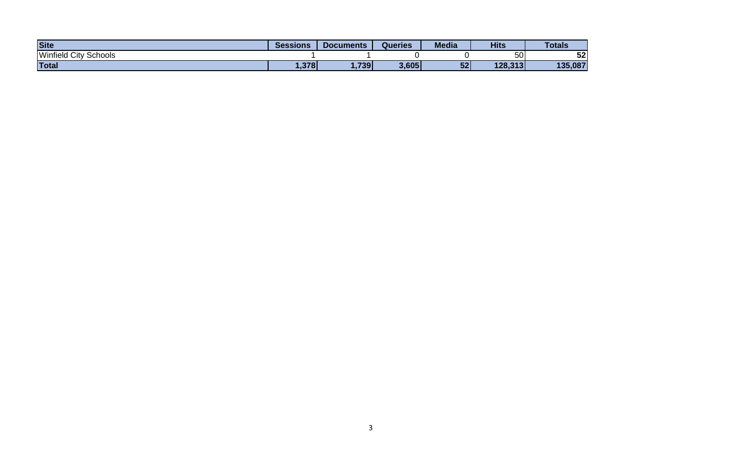| Site | Sessions | Documents | Queries | Media | Hits | Totals |
|---|---|---|---|---|---|---|
| Winfield City Schools | 1 | 1 | 0 | 0 | 50 | **52** |
| **Total** | **1,378** | **1,739** | **3,605** | **52** | **128,313** | **135,087** |